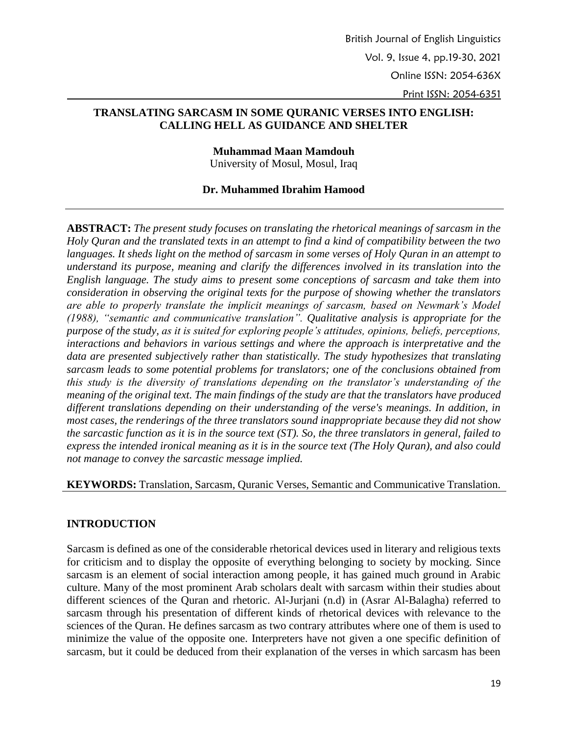# TRANSLATING SARCASM IN SOME QURANIC VERSES INTO ENGLISH: CALLING HELL AS GUIDANCE AND SHELTER

**Muhammad Maan Mamdouh**
University of Mosul, Mosul, Iraq

**Dr. Muhammed Ibrahim Hamood**

**ABSTRACT:** *The present study focuses on translating the rhetorical meanings of sarcasm in the Holy Quran and the translated texts in an attempt to find a kind of compatibility between the two languages. It sheds light on the method of sarcasm in some verses of Holy Quran in an attempt to understand its purpose, meaning and clarify the differences involved in its translation into the English language. The study aims to present some conceptions of sarcasm and take them into consideration in observing the original texts for the purpose of showing whether the translators are able to properly translate the implicit meanings of sarcasm, based on Newmark's Model (1988), "semantic and communicative translation". Qualitative analysis is appropriate for the purpose of the study, as it is suited for exploring people's attitudes, opinions, beliefs, perceptions, interactions and behaviors in various settings and where the approach is interpretative and the data are presented subjectively rather than statistically. The study hypothesizes that translating sarcasm leads to some potential problems for translators; one of the conclusions obtained from this study is the diversity of translations depending on the translator's understanding of the meaning of the original text. The main findings of the study are that the translators have produced different translations depending on their understanding of the verse's meanings. In addition, in most cases, the renderings of the three translators sound inappropriate because they did not show the sarcastic function as it is in the source text (ST). So, the three translators in general, failed to express the intended ironical meaning as it is in the source text (The Holy Quran), and also could not manage to convey the sarcastic message implied.*

**KEYWORDS:** Translation, Sarcasm, Quranic Verses, Semantic and Communicative Translation.

## INTRODUCTION

Sarcasm is defined as one of the considerable rhetorical devices used in literary and religious texts for criticism and to display the opposite of everything belonging to society by mocking. Since sarcasm is an element of social interaction among people, it has gained much ground in Arabic culture. Many of the most prominent Arab scholars dealt with sarcasm within their studies about different sciences of the Quran and rhetoric. Al-Jurjani (n.d) in (Asrar Al-Balagha) referred to sarcasm through his presentation of different kinds of rhetorical devices with relevance to the sciences of the Quran. He defines sarcasm as two contrary attributes where one of them is used to minimize the value of the opposite one. Interpreters have not given a one specific definition of sarcasm, but it could be deduced from their explanation of the verses in which sarcasm has been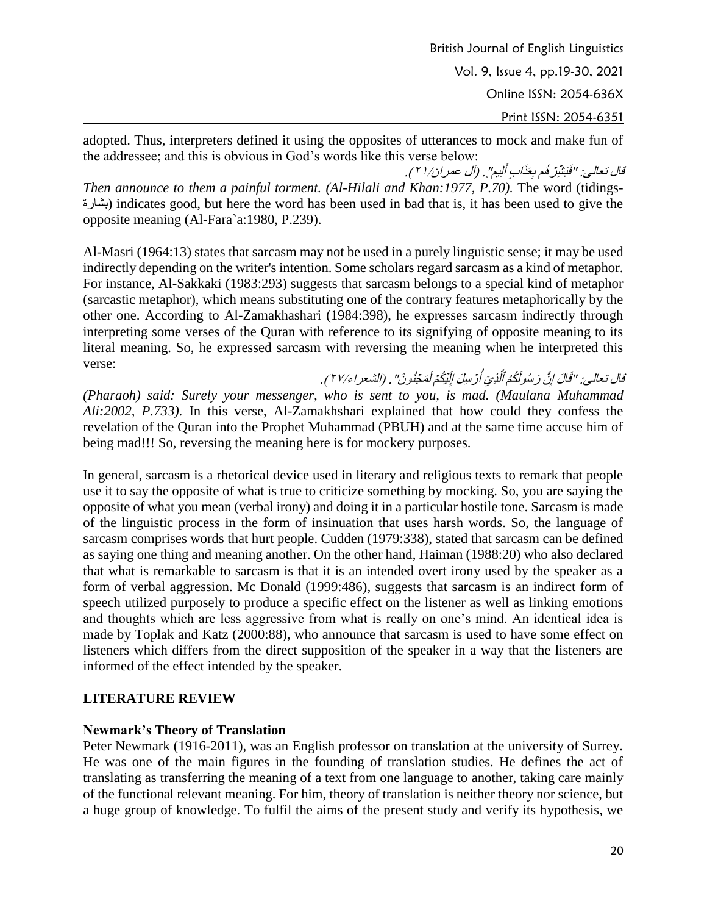adopted. Thus, interpreters defined it using the opposites of utterances to mock and make fun of the addressee; and this is obvious in God's words like this verse below:

قال تعالى: "فَبَشِّرْهُم بِعَذَابٍ أَلِيمٍ". (آل عمران/٢١).

*Then announce to them a painful torment. (Al-Hilali and Khan:1977, P.70).* The word (tidings-بشارة) indicates good, but here the word has been used in bad that is, it has been used to give the opposite meaning (Al-Fara`a:1980, P.239).

Al-Masri (1964:13) states that sarcasm may not be used in a purely linguistic sense; it may be used indirectly depending on the writer's intention. Some scholars regard sarcasm as a kind of metaphor. For instance, Al-Sakkaki (1983:293) suggests that sarcasm belongs to a special kind of metaphor (sarcastic metaphor), which means substituting one of the contrary features metaphorically by the other one. According to Al-Zamakhashari (1984:398), he expresses sarcasm indirectly through interpreting some verses of the Quran with reference to its signifying of opposite meaning to its literal meaning. So, he expressed sarcasm with reversing the meaning when he interpreted this verse:

قال تعالى: "قَالَ إِنَّ رَسُولَكُمُ الَّذِي أُرْسِلَ إِلَيْكُمْ لَمَجْنُونٌ". (الشعراء/٢٧).

*(Pharaoh) said: Surely your messenger, who is sent to you, is mad. (Maulana Muhammad Ali:2002, P.733).* In this verse, Al-Zamakhshari explained that how could they confess the revelation of the Quran into the Prophet Muhammad (PBUH) and at the same time accuse him of being mad!!! So, reversing the meaning here is for mockery purposes.

In general, sarcasm is a rhetorical device used in literary and religious texts to remark that people use it to say the opposite of what is true to criticize something by mocking. So, you are saying the opposite of what you mean (verbal irony) and doing it in a particular hostile tone. Sarcasm is made of the linguistic process in the form of insinuation that uses harsh words. So, the language of sarcasm comprises words that hurt people. Cudden (1979:338), stated that sarcasm can be defined as saying one thing and meaning another. On the other hand, Haiman (1988:20) who also declared that what is remarkable to sarcasm is that it is an intended overt irony used by the speaker as a form of verbal aggression. Mc Donald (1999:486), suggests that sarcasm is an indirect form of speech utilized purposely to produce a specific effect on the listener as well as linking emotions and thoughts which are less aggressive from what is really on one's mind. An identical idea is made by Toplak and Katz (2000:88), who announce that sarcasm is used to have some effect on listeners which differs from the direct supposition of the speaker in a way that the listeners are informed of the effect intended by the speaker.

## LITERATURE REVIEW

### Newmark's Theory of Translation

Peter Newmark (1916-2011), was an English professor on translation at the university of Surrey. He was one of the main figures in the founding of translation studies. He defines the act of translating as transferring the meaning of a text from one language to another, taking care mainly of the functional relevant meaning. For him, theory of translation is neither theory nor science, but a huge group of knowledge. To fulfil the aims of the present study and verify its hypothesis, we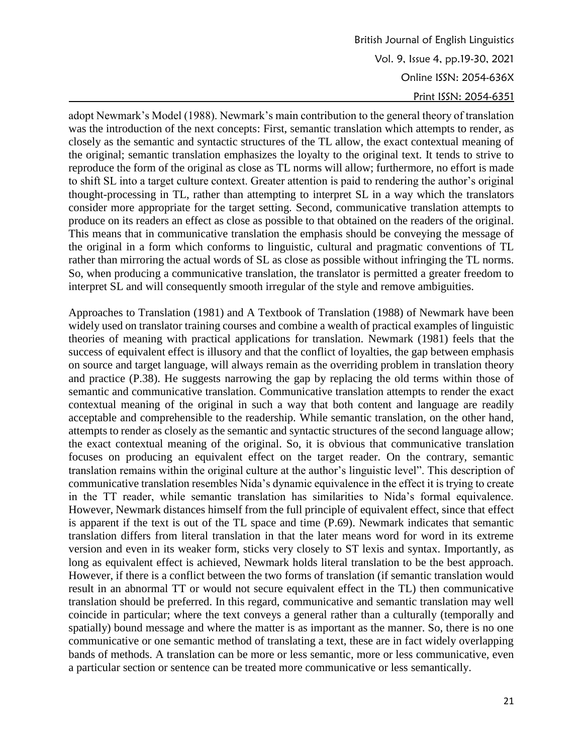adopt Newmark's Model (1988). Newmark's main contribution to the general theory of translation was the introduction of the next concepts: First, semantic translation which attempts to render, as closely as the semantic and syntactic structures of the TL allow, the exact contextual meaning of the original; semantic translation emphasizes the loyalty to the original text. It tends to strive to reproduce the form of the original as close as TL norms will allow; furthermore, no effort is made to shift SL into a target culture context. Greater attention is paid to rendering the author's original thought-processing in TL, rather than attempting to interpret SL in a way which the translators consider more appropriate for the target setting. Second, communicative translation attempts to produce on its readers an effect as close as possible to that obtained on the readers of the original. This means that in communicative translation the emphasis should be conveying the message of the original in a form which conforms to linguistic, cultural and pragmatic conventions of TL rather than mirroring the actual words of SL as close as possible without infringing the TL norms. So, when producing a communicative translation, the translator is permitted a greater freedom to interpret SL and will consequently smooth irregular of the style and remove ambiguities.

Approaches to Translation (1981) and A Textbook of Translation (1988) of Newmark have been widely used on translator training courses and combine a wealth of practical examples of linguistic theories of meaning with practical applications for translation. Newmark (1981) feels that the success of equivalent effect is illusory and that the conflict of loyalties, the gap between emphasis on source and target language, will always remain as the overriding problem in translation theory and practice (P.38). He suggests narrowing the gap by replacing the old terms within those of semantic and communicative translation. Communicative translation attempts to render the exact contextual meaning of the original in such a way that both content and language are readily acceptable and comprehensible to the readership. While semantic translation, on the other hand, attempts to render as closely as the semantic and syntactic structures of the second language allow; the exact contextual meaning of the original. So, it is obvious that communicative translation focuses on producing an equivalent effect on the target reader. On the contrary, semantic translation remains within the original culture at the author's linguistic level". This description of communicative translation resembles Nida's dynamic equivalence in the effect it is trying to create in the TT reader, while semantic translation has similarities to Nida's formal equivalence. However, Newmark distances himself from the full principle of equivalent effect, since that effect is apparent if the text is out of the TL space and time (P.69). Newmark indicates that semantic translation differs from literal translation in that the later means word for word in its extreme version and even in its weaker form, sticks very closely to ST lexis and syntax. Importantly, as long as equivalent effect is achieved, Newmark holds literal translation to be the best approach. However, if there is a conflict between the two forms of translation (if semantic translation would result in an abnormal TT or would not secure equivalent effect in the TL) then communicative translation should be preferred. In this regard, communicative and semantic translation may well coincide in particular; where the text conveys a general rather than a culturally (temporally and spatially) bound message and where the matter is as important as the manner. So, there is no one communicative or one semantic method of translating a text, these are in fact widely overlapping bands of methods. A translation can be more or less semantic, more or less communicative, even a particular section or sentence can be treated more communicative or less semantically.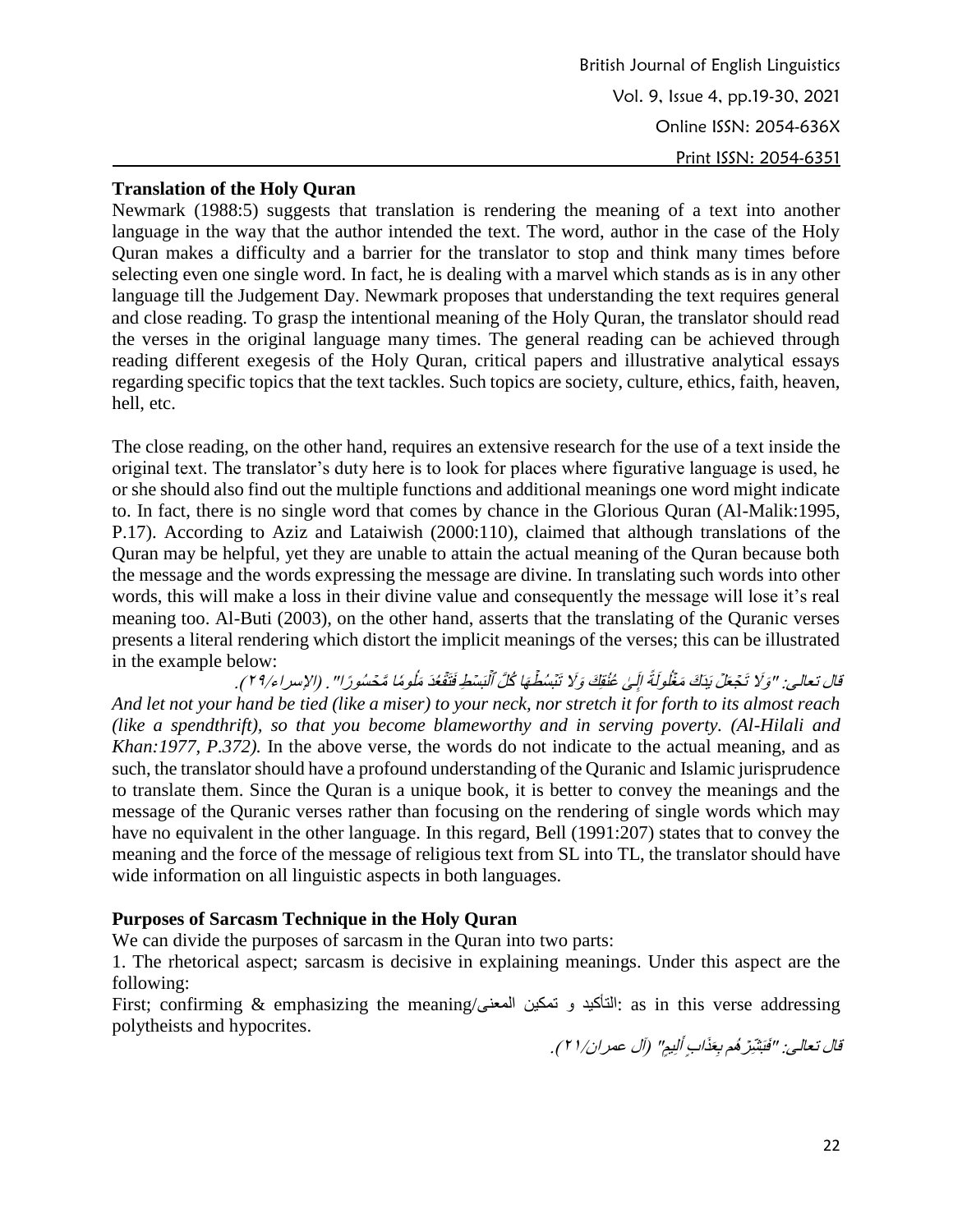### Translation of the Holy Quran

Newmark (1988:5) suggests that translation is rendering the meaning of a text into another language in the way that the author intended the text. The word, author in the case of the Holy Quran makes a difficulty and a barrier for the translator to stop and think many times before selecting even one single word. In fact, he is dealing with a marvel which stands as is in any other language till the Judgement Day. Newmark proposes that understanding the text requires general and close reading. To grasp the intentional meaning of the Holy Quran, the translator should read the verses in the original language many times. The general reading can be achieved through reading different exegesis of the Holy Quran, critical papers and illustrative analytical essays regarding specific topics that the text tackles. Such topics are society, culture, ethics, faith, heaven, hell, etc.

The close reading, on the other hand, requires an extensive research for the use of a text inside the original text. The translator's duty here is to look for places where figurative language is used, he or she should also find out the multiple functions and additional meanings one word might indicate to. In fact, there is no single word that comes by chance in the Glorious Quran (Al-Malik:1995, P.17). According to Aziz and Lataiwish (2000:110), claimed that although translations of the Quran may be helpful, yet they are unable to attain the actual meaning of the Quran because both the message and the words expressing the message are divine. In translating such words into other words, this will make a loss in their divine value and consequently the message will lose it's real meaning too. Al-Buti (2003), on the other hand, asserts that the translating of the Quranic verses presents a literal rendering which distort the implicit meanings of the verses; this can be illustrated in the example below:

قال تعالى: "وَلَا تَجْعَلْ يَدَكَ مَغْلُولَةً إِلَىٰ عُنُقِكَ وَلَا تَبْسُطْهَا كُلَّ ٱلْبَسْطِ فَتَقْعُدَ مَلُومًا مَّحْسُورًا". (الإسراء/٢٩).

*And let not your hand be tied (like a miser) to your neck, nor stretch it for forth to its almost reach (like a spendthrift), so that you become blameworthy and in serving poverty. (Al-Hilali and Khan:1977, P.372).* In the above verse, the words do not indicate to the actual meaning, and as such, the translator should have a profound understanding of the Quranic and Islamic jurisprudence to translate them. Since the Quran is a unique book, it is better to convey the meanings and the message of the Quranic verses rather than focusing on the rendering of single words which may have no equivalent in the other language. In this regard, Bell (1991:207) states that to convey the meaning and the force of the message of religious text from SL into TL, the translator should have wide information on all linguistic aspects in both languages.

### Purposes of Sarcasm Technique in the Holy Quran

We can divide the purposes of sarcasm in the Quran into two parts:

1. The rhetorical aspect; sarcasm is decisive in explaining meanings. Under this aspect are the following:

First; confirming & emphasizing the meaning/التأكيد و تمكين المعنى: as in this verse addressing polytheists and hypocrites.

قال تعالى: "فَبَشِّرْهُم بِعَذَابٍ أَلِيمٍ" (آل عمران/٢١).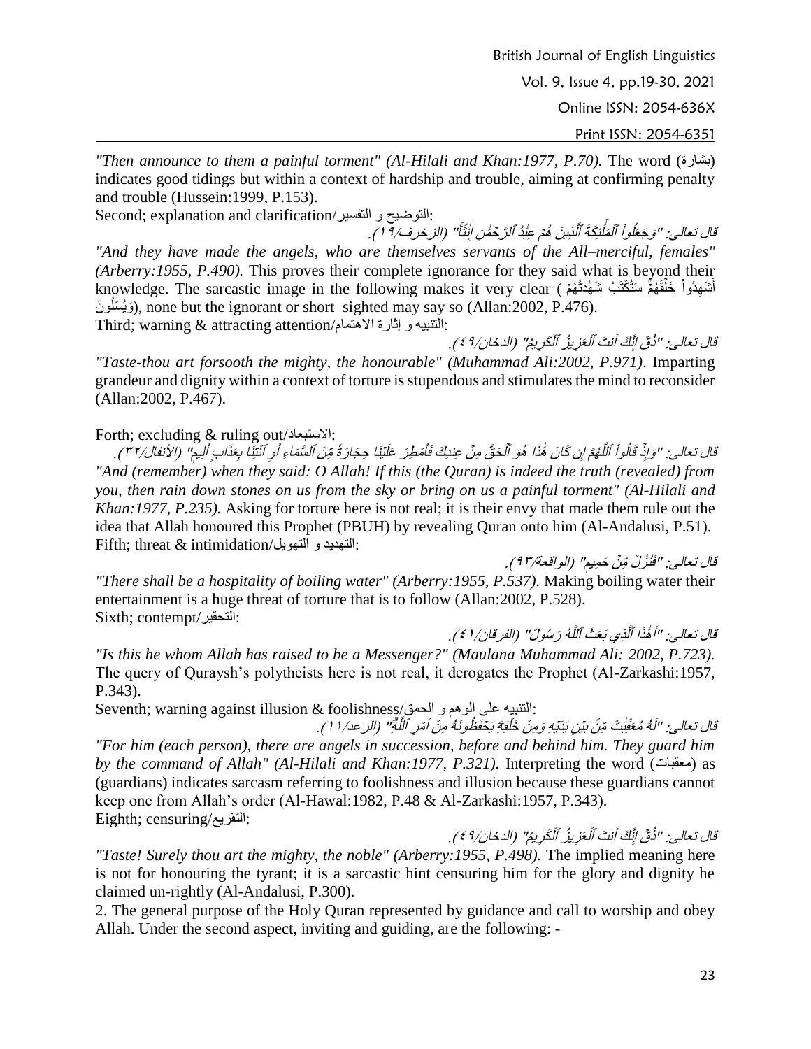*"Then announce to them a painful torment" (Al-Hilali and Khan:1977, P.70).* The word (بشارة) indicates good tidings but within a context of hardship and trouble, aiming at confirming penalty and trouble (Hussein:1999, P.153).

Second; explanation and clarification/التوضيح و التفسير:

قال تعالى: "وَجَعَلُواْ ٱلۡمَلَٰٓئِكَةَ ٱلَّذِينَ هُمۡ عِبَٰدُ ٱلرَّحۡمَٰنِ إِنَٰثًاۚ" (الزخرف/١٩).

*"And they have made the angels, who are themselves servants of the All–merciful, females" (Arberry:1955, P.490).* This proves their complete ignorance for they said what is beyond their knowledge. The sarcastic image in the following makes it very clear ( أَشَهِدُواْ خَلۡقَهُمۡۚ سَتُكۡتَبُ شَهَٰدَتُهُمۡ وَيُسۡـَٔلُونَ), none but the ignorant or short–sighted may say so (Allan:2002, P.476).

Third; warning & attracting attention/التنبيه و إثارة الاهتمام:

قال تعالى: "ذُقۡ إِنَّكَ أَنتَ ٱلۡعَزِيزُ ٱلۡكَرِيمُ" (الدخان/٤٩).

*"Taste-thou art forsooth the mighty, the honourable" (Muhammad Ali:2002, P.971)*. Imparting grandeur and dignity within a context of torture is stupendous and stimulates the mind to reconsider (Allan:2002, P.467).

Forth; excluding & ruling out/الاستبعاد:

قال تعالى: "وَإِذۡ قَالُواْ ٱللَّهُمَّ إِن كَانَ هَٰذَا هُوَ ٱلۡحَقَّ مِنۡ عِندِكَ فَأَمۡطِرۡ عَلَيۡنَا حِجَارَةً مِّنَ ٱلسَّمَآءِ أَوِ ٱئۡتِنَا بِعَذَابٍ أَلِيمٍ" (الأنفال/٣٢).

*"And (remember) when they said: O Allah! If this (the Quran) is indeed the truth (revealed) from you, then rain down stones on us from the sky or bring on us a painful torment" (Al-Hilali and Khan:1977, P.235).* Asking for torture here is not real; it is their envy that made them rule out the idea that Allah honoured this Prophet (PBUH) by revealing Quran onto him (Al-Andalusi, P.51).

Fifth; threat & intimidation/التهديد و التهويل:

قال تعالى: "فَنُزُلٌ مِّنۡ حَمِيمٍ" (الواقعة/٩٣).

*"There shall be a hospitality of boiling water" (Arberry:1955, P.537).* Making boiling water their entertainment is a huge threat of torture that is to follow (Allan:2002, P.528).

Sixth; contempt/التحقير:

قال تعالى: "أَهَٰذَا ٱلَّذِي بَعَثَ ٱللَّهُ رَسُولًا" (الفرقان/٤١).

*"Is this he whom Allah has raised to be a Messenger?" (Maulana Muhammad Ali: 2002, P.723).* The query of Quraysh's polytheists here is not real, it derogates the Prophet (Al-Zarkashi:1957, P.343).

Seventh; warning against illusion & foolishness/التنبيه على الوهم و الحمق:

قال تعالى: "لَهُۥ مُعَقِّبَٰتٌ مِّنۢ بَيۡنِ يَدَيۡهِ وَمِنۡ خَلۡفِهِۦ يَحۡفَظُونَهُۥ مِنۡ أَمۡرِ ٱللَّهِۗ" (الرعد/١١).

*"For him (each person), there are angels in succession, before and behind him. They guard him by the command of Allah" (Al-Hilali and Khan:1977, P.321).* Interpreting the word (معقبات) as (guardians) indicates sarcasm referring to foolishness and illusion because these guardians cannot keep one from Allah's order (Al-Hawal:1982, P.48 & Al-Zarkashi:1957, P.343).

Eighth; censuring/التقريع:

قال تعالى: "ذُقۡ إِنَّكَ أَنتَ ٱلۡعَزِيزُ ٱلۡكَرِيمُ" (الدخان/٤٩).

*"Taste! Surely thou art the mighty, the noble" (Arberry:1955, P.498).* The implied meaning here is not for honouring the tyrant; it is a sarcastic hint censuring him for the glory and dignity he claimed un-rightly (Al-Andalusi, P.300).

2. The general purpose of the Holy Quran represented by guidance and call to worship and obey Allah. Under the second aspect, inviting and guiding, are the following: -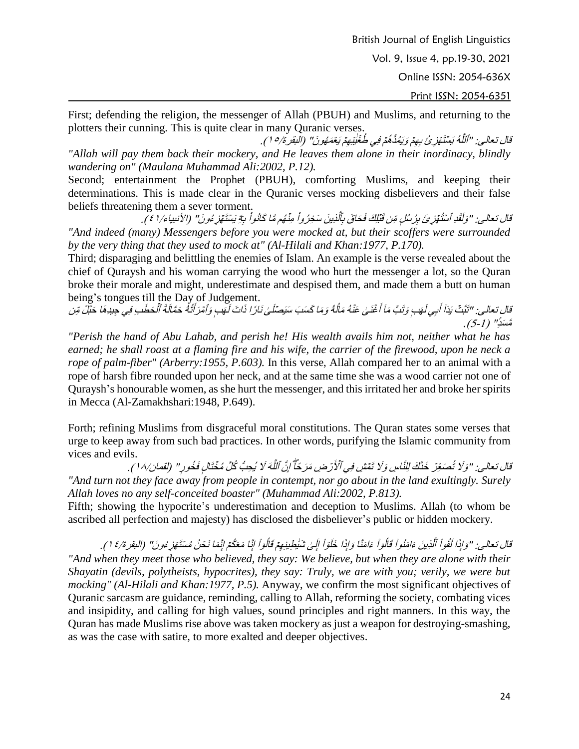First; defending the religion, the messenger of Allah (PBUH) and Muslims, and returning to the plotters their cunning. This is quite clear in many Quranic verses.

قال تعالى: "ٱللَّهُ يَسْتَهْزِئُ بِهِمْ وَيَمُدُّهُمْ فِي طُغْيَٰنِهِمْ يَعْمَهُونَ" (البقرة/١٥).

*"Allah will pay them back their mockery, and He leaves them alone in their inordinacy, blindly wandering on" (Maulana Muhammad Ali:2002, P.12).*

Second; entertainment the Prophet (PBUH), comforting Muslims, and keeping their determinations. This is made clear in the Quranic verses mocking disbelievers and their false beliefs threatening them a sever torment.

قال تعالى: "وَلَقَدِ ٱسْتُهْزِئَ بِرُسُلٍ مِّن قَبْلِكَ فَحَاقَ بِٱلَّذِينَ سَخِرُواْ مِنْهُم مَّا كَانُواْ بِهِۦ يَسْتَهْزِءُونَ" (الأنبياء/٤١).

*"And indeed (many) Messengers before you were mocked at, but their scoffers were surrounded by the very thing that they used to mock at" (Al-Hilali and Khan:1977, P.170).*

Third; disparaging and belittling the enemies of Islam. An example is the verse revealed about the chief of Quraysh and his woman carrying the wood who hurt the messenger a lot, so the Quran broke their morale and might, underestimate and despised them, and made them a butt on human being's tongues till the Day of Judgement.

قال تعالى: "تَبَّتْ يَدَآ أَبِي لَهَبٍ وَتَبَّ مَآ أَغْنَىٰ عَنْهُ مَالُهُۥ وَمَا كَسَبَ سَيَصْلَىٰ نَارًا ذَاتَ لَهَبٍ وَٱمْرَأَتُهُۥ حَمَّالَةَ ٱلْحَطَبِ فِي جِيدِهَا حَبْلٌ مِّن مَّسَدٍۭ" (1-5).

*"Perish the hand of Abu Lahab, and perish he! His wealth avails him not, neither what he has earned; he shall roast at a flaming fire and his wife, the carrier of the firewood, upon he neck a rope of palm-fiber" (Arberry:1955, P.603).* In this verse, Allah compared her to an animal with a rope of harsh fibre rounded upon her neck, and at the same time she was a wood carrier not one of Quraysh's honourable women, as she hurt the messenger, and this irritated her and broke her spirits in Mecca (Al-Zamakhshari:1948, P.649).

Forth; refining Muslims from disgraceful moral constitutions. The Quran states some verses that urge to keep away from such bad practices. In other words, purifying the Islamic community from vices and evils.

قال تعالى: "وَلَا تُصَعِّرْ خَدَّكَ لِلنَّاسِ وَلَا تَمْشِ فِي ٱلْأَرْضِ مَرَحًا ۖ إِنَّ ٱللَّهَ لَا يُحِبُّ كُلَّ مُخْتَالٍ فَخُورٍ" (لقمان/١٨).

*"And turn not they face away from people in contempt, nor go about in the land exultingly. Surely Allah loves no any self-conceited boaster" (Muhammad Ali:2002, P.813).*

Fifth; showing the hypocrite's underestimation and deception to Muslims. Allah (to whom be ascribed all perfection and majesty) has disclosed the disbeliever's public or hidden mockery.

قال تعالى: "وَإِذَا لَقُواْ ٱلَّذِينَ ءَامَنُواْ قَالُوٓاْ ءَامَنَّا وَإِذَا خَلَوْاْ إِلَىٰ شَيَٰطِينِهِمْ قَالُوٓاْ إِنَّا مَعَكُمْ إِنَّمَا نَحْنُ مُسْتَهْزِءُونَ" (البقرة/١٤).

*"And when they meet those who believed, they say: We believe, but when they are alone with their Shayatin (devils, polytheists, hypocrites), they say: Truly, we are with you; verily, we were but mocking" (Al-Hilali and Khan:1977, P.5).* Anyway, we confirm the most significant objectives of Quranic sarcasm are guidance, reminding, calling to Allah, reforming the society, combating vices and insipidity, and calling for high values, sound principles and right manners. In this way, the Quran has made Muslims rise above was taken mockery as just a weapon for destroying-smashing, as was the case with satire, to more exalted and deeper objectives.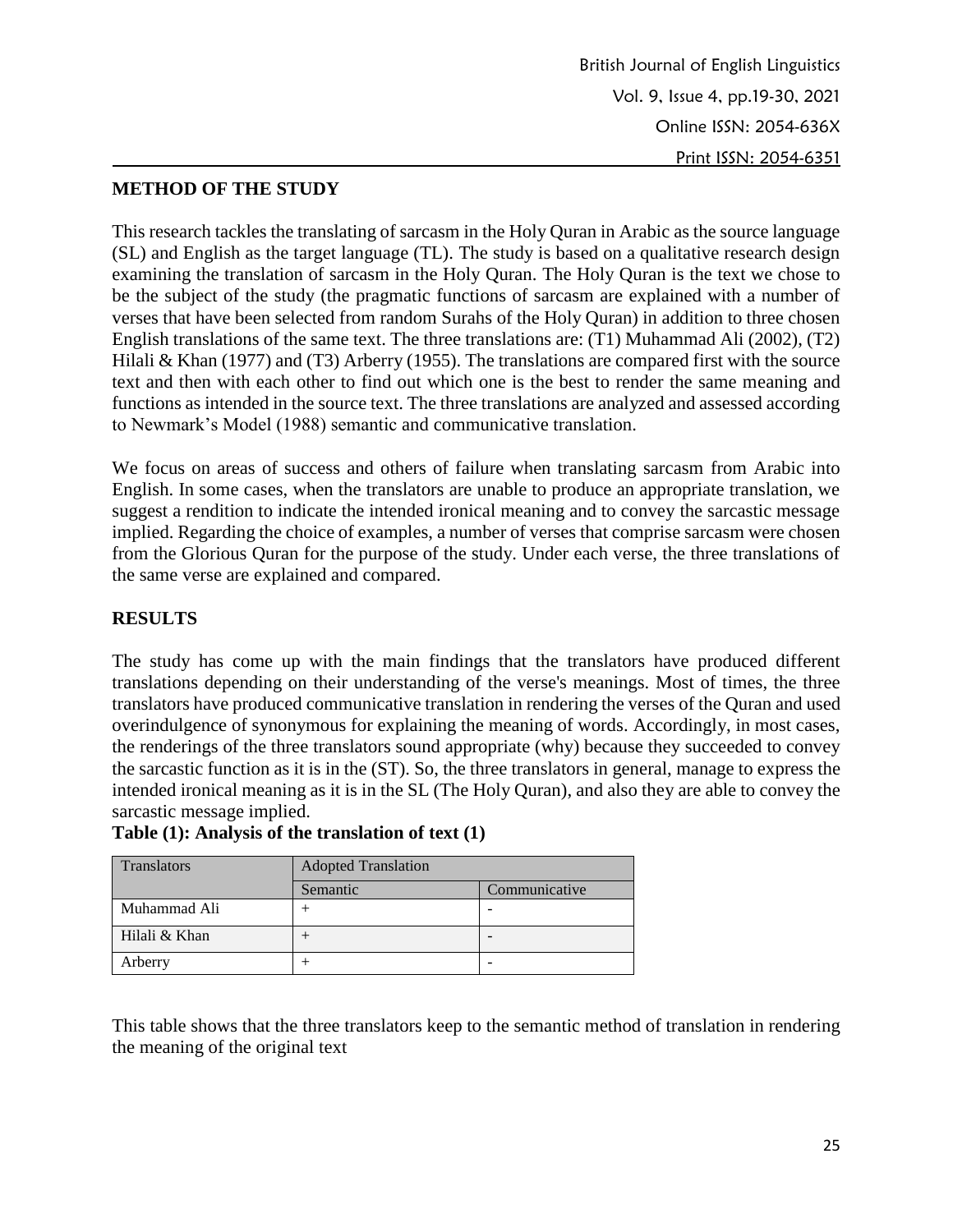## METHOD OF THE STUDY

This research tackles the translating of sarcasm in the Holy Quran in Arabic as the source language (SL) and English as the target language (TL). The study is based on a qualitative research design examining the translation of sarcasm in the Holy Quran. The Holy Quran is the text we chose to be the subject of the study (the pragmatic functions of sarcasm are explained with a number of verses that have been selected from random Surahs of the Holy Quran) in addition to three chosen English translations of the same text. The three translations are: (T1) Muhammad Ali (2002), (T2) Hilali & Khan (1977) and (T3) Arberry (1955). The translations are compared first with the source text and then with each other to find out which one is the best to render the same meaning and functions as intended in the source text. The three translations are analyzed and assessed according to Newmark's Model (1988) semantic and communicative translation.

We focus on areas of success and others of failure when translating sarcasm from Arabic into English. In some cases, when the translators are unable to produce an appropriate translation, we suggest a rendition to indicate the intended ironical meaning and to convey the sarcastic message implied. Regarding the choice of examples, a number of verses that comprise sarcasm were chosen from the Glorious Quran for the purpose of the study. Under each verse, the three translations of the same verse are explained and compared.

## RESULTS

The study has come up with the main findings that the translators have produced different translations depending on their understanding of the verse's meanings. Most of times, the three translators have produced communicative translation in rendering the verses of the Quran and used overindulgence of synonymous for explaining the meaning of words. Accordingly, in most cases, the renderings of the three translators sound appropriate (why) because they succeeded to convey the sarcastic function as it is in the (ST). So, the three translators in general, manage to express the intended ironical meaning as it is in the SL (The Holy Quran), and also they are able to convey the sarcastic message implied.

**Table (1): Analysis of the translation of text (1)**

| Translators | Adopted Translation | |
|---|---|---|
| | Semantic | Communicative |
| Muhammad Ali | + | - |
| Hilali & Khan | + | - |
| Arberry | + | - |

This table shows that the three translators keep to the semantic method of translation in rendering the meaning of the original text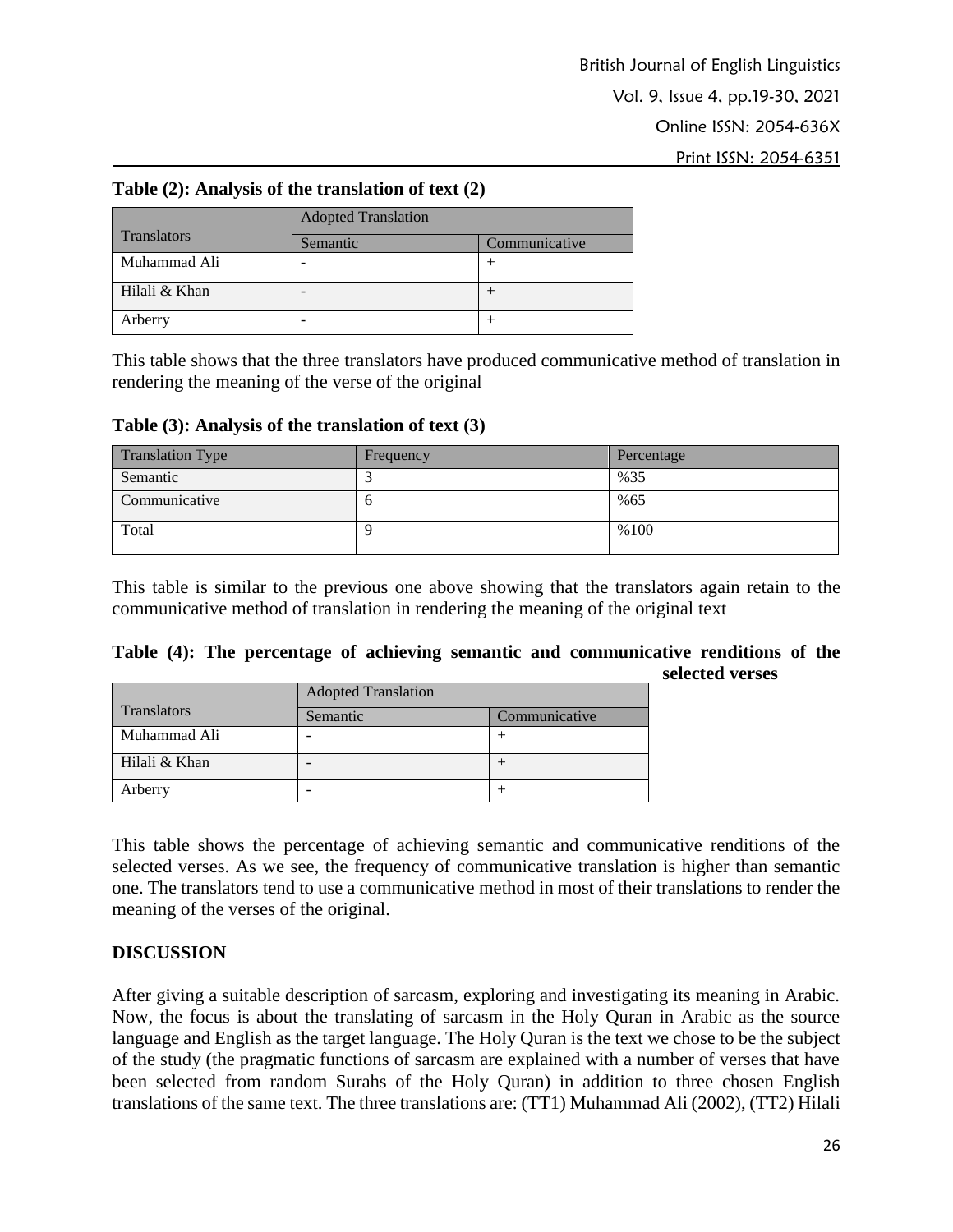**Table (2): Analysis of the translation of text (2)**

| Translators | Adopted Translation | |
|---|---|---|
| | Semantic | Communicative |
| Muhammad Ali | - | + |
| Hilali & Khan | - | + |
| Arberry | - | + |

This table shows that the three translators have produced communicative method of translation in rendering the meaning of the verse of the original

**Table (3): Analysis of the translation of text (3)**

| Translation Type | Frequency | Percentage |
|---|---|---|
| Semantic | 3 | %35 |
| Communicative | 6 | %65 |
| Total | 9 | %100 |

This table is similar to the previous one above showing that the translators again retain to the communicative method of translation in rendering the meaning of the original text

**Table (4): The percentage of achieving semantic and communicative renditions of the selected verses**

| Translators | Adopted Translation | |
|---|---|---|
| | Semantic | Communicative |
| Muhammad Ali | - | + |
| Hilali & Khan | - | + |
| Arberry | - | + |

This table shows the percentage of achieving semantic and communicative renditions of the selected verses. As we see, the frequency of communicative translation is higher than semantic one. The translators tend to use a communicative method in most of their translations to render the meaning of the verses of the original.

## DISCUSSION

After giving a suitable description of sarcasm, exploring and investigating its meaning in Arabic. Now, the focus is about the translating of sarcasm in the Holy Quran in Arabic as the source language and English as the target language. The Holy Quran is the text we chose to be the subject of the study (the pragmatic functions of sarcasm are explained with a number of verses that have been selected from random Surahs of the Holy Quran) in addition to three chosen English translations of the same text. The three translations are: (TT1) Muhammad Ali (2002), (TT2) Hilali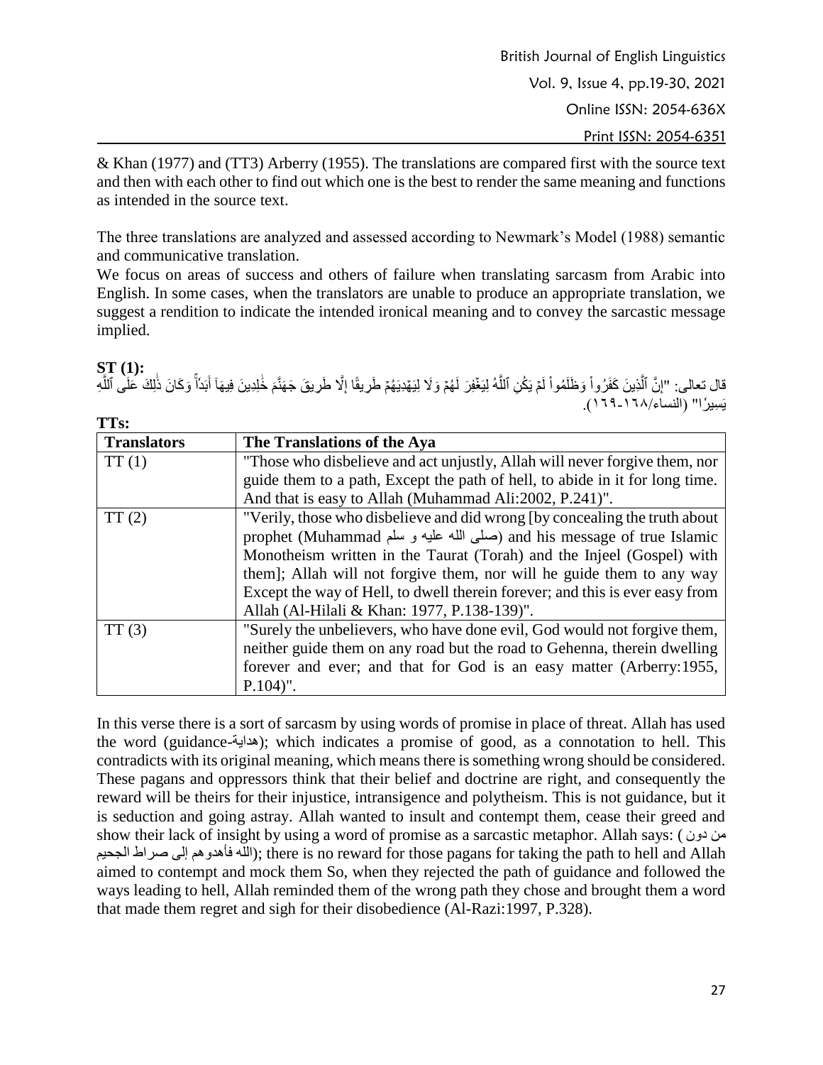& Khan (1977) and (TT3) Arberry (1955). The translations are compared first with the source text and then with each other to find out which one is the best to render the same meaning and functions as intended in the source text.

The three translations are analyzed and assessed according to Newmark's Model (1988) semantic and communicative translation.

We focus on areas of success and others of failure when translating sarcasm from Arabic into English. In some cases, when the translators are unable to produce an appropriate translation, we suggest a rendition to indicate the intended ironical meaning and to convey the sarcastic message implied.

**ST (1):**

قال تعالى: "إِنَّ ٱلَّذِينَ كَفَرُواْ وَظَلَمُواْ لَمۡ يَكُنِ ٱللَّهُ لِيَغۡفِرَ لَهُمۡ وَلَا لِيَهۡدِيَهُمۡ طَرِيقًا إِلَّا طَرِيقَ جَهَنَّمَ خَٰلِدِينَ فِيهَآ أَبَدٗاۚ وَكَانَ ذَٰلِكَ عَلَى ٱللَّهِ يَسِيرٗا" (النساء/١٦٨-١٦٩).

**TTs:**

| **Translators** | **The Translations of the Aya** |
|---|---|
| TT (1) | "Those who disbelieve and act unjustly, Allah will never forgive them, nor guide them to a path, Except the path of hell, to abide in it for long time. And that is easy to Allah (Muhammad Ali:2002, P.241)". |
| TT (2) | "Verily, those who disbelieve and did wrong [by concealing the truth about prophet (Muhammad صلى الله عليه و سلم) and his message of true Islamic Monotheism written in the Taurat (Torah) and the Injeel (Gospel) with them]; Allah will not forgive them, nor will he guide them to any way Except the way of Hell, to dwell therein forever; and this is ever easy from Allah (Al-Hilali & Khan: 1977, P.138-139)". |
| TT (3) | "Surely the unbelievers, who have done evil, God would not forgive them, neither guide them on any road but the road to Gehenna, therein dwelling forever and ever; and that for God is an easy matter (Arberry:1955, P.104)". |

In this verse there is a sort of sarcasm by using words of promise in place of threat. Allah has used the word (guidance-هداية); which indicates a promise of good, as a connotation to hell. This contradicts with its original meaning, which means there is something wrong should be considered. These pagans and oppressors think that their belief and doctrine are right, and consequently the reward will be theirs for their injustice, intransigence and polytheism. This is not guidance, but it is seduction and going astray. Allah wanted to insult and contempt them, cease their greed and show their lack of insight by using a word of promise as a sarcastic metaphor. Allah says: (من دون الله فأهدوهم إلى صراط الجحيم); there is no reward for those pagans for taking the path to hell and Allah aimed to contempt and mock them So, when they rejected the path of guidance and followed the ways leading to hell, Allah reminded them of the wrong path they chose and brought them a word that made them regret and sigh for their disobedience (Al-Razi:1997, P.328).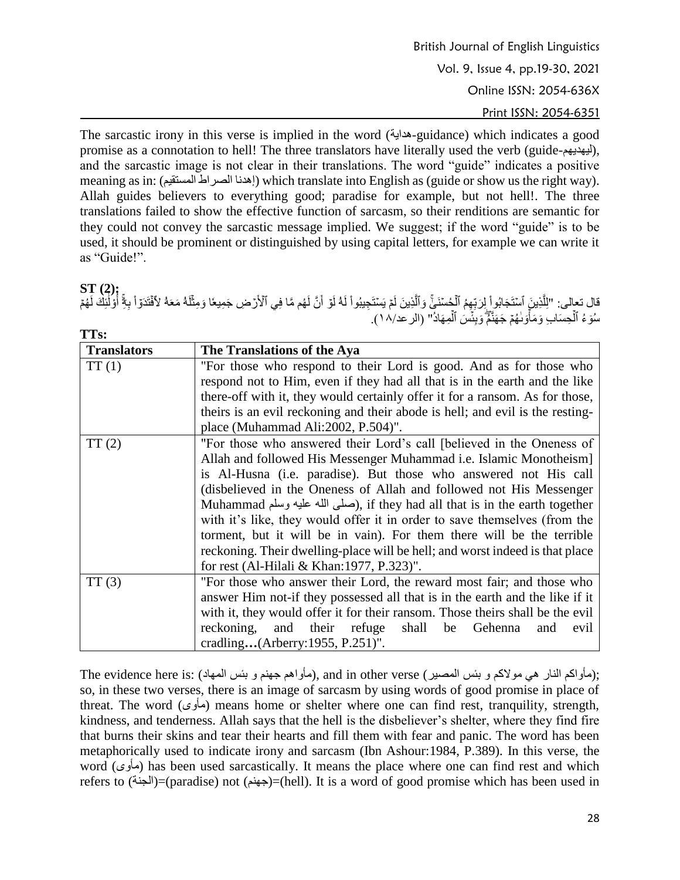The sarcastic irony in this verse is implied in the word (هداية-guidance) which indicates a good promise as a connotation to hell! The three translators have literally used the verb (guide-ليهديهم), and the sarcastic image is not clear in their translations. The word "guide" indicates a positive meaning as in: (إهدنا الصراط المستقيم) which translate into English as (guide or show us the right way). Allah guides believers to everything good; paradise for example, but not hell!. The three translations failed to show the effective function of sarcasm, so their renditions are semantic for they could not convey the sarcastic message implied. We suggest; if the word "guide" is to be used, it should be prominent or distinguished by using capital letters, for example we can write it as "Guide!".

**ST (2):**

قال تعالى: "لِلَّذِينَ ٱسْتَجَابُواْ لِرَبِّهِمُ ٱلْحُسْنَىٰۚ وَٱلَّذِينَ لَمْ يَسْتَجِيبُواْ لَهُۥ لَوْ أَنَّ لَهُم مَّا فِي ٱلْأَرْضِ جَمِيعًا وَمِثْلَهُۥ مَعَهُۥ لَٱفْتَدَوْاْ بِهِۦٓۚ أُوْلَٰٓئِكَ لَهُمْ سُوٓءُ ٱلْحِسَابِ وَمَأْوَىٰهُمْ جَهَنَّمُۖ وَبِئْسَ ٱلْمِهَادُ" (الرعد/١٨).

**TTs:**

| Translators | The Translations of the Aya |
|---|---|
| TT (1) | "For those who respond to their Lord is good. And as for those who respond not to Him, even if they had all that is in the earth and the like there-off with it, they would certainly offer it for a ransom. As for those, theirs is an evil reckoning and their abode is hell; and evil is the resting-place (Muhammad Ali:2002, P.504)". |
| TT (2) | "For those who answered their Lord's call [believed in the Oneness of Allah and followed His Messenger Muhammad i.e. Islamic Monotheism] is Al-Husna (i.e. paradise). But those who answered not His call (disbelieved in the Oneness of Allah and followed not His Messenger Muhammad صلى الله عليه وسلم), if they had all that is in the earth together with it's like, they would offer it in order to save themselves (from the torment, but it will be in vain). For them there will be the terrible reckoning. Their dwelling-place will be hell; and worst indeed is that place for rest (Al-Hilali & Khan:1977, P.323)". |
| TT (3) | "For those who answer their Lord, the reward most fair; and those who answer Him not-if they possessed all that is in the earth and the like if it with it, they would offer it for their ransom. Those theirs shall be the evil reckoning, and their refuge shall be Gehenna and evil cradling...(Arberry:1955, P.251)". |

The evidence here is: (مأواهم جهنم و بئس المهاد), and in other verse (مأواكم النار هي مولاكم و بئس المصير); so, in these two verses, there is an image of sarcasm by using words of good promise in place of threat. The word (مأوى) means home or shelter where one can find rest, tranquility, strength, kindness, and tenderness. Allah says that the hell is the disbeliever's shelter, where they find fire that burns their skins and tear their hearts and fill them with fear and panic. The word has been metaphorically used to indicate irony and sarcasm (Ibn Ashour:1984, P.389). In this verse, the word (مأوى) has been used sarcastically. It means the place where one can find rest and which refers to (الجنة)=(paradise) not (جهنم)=(hell). It is a word of good promise which has been used in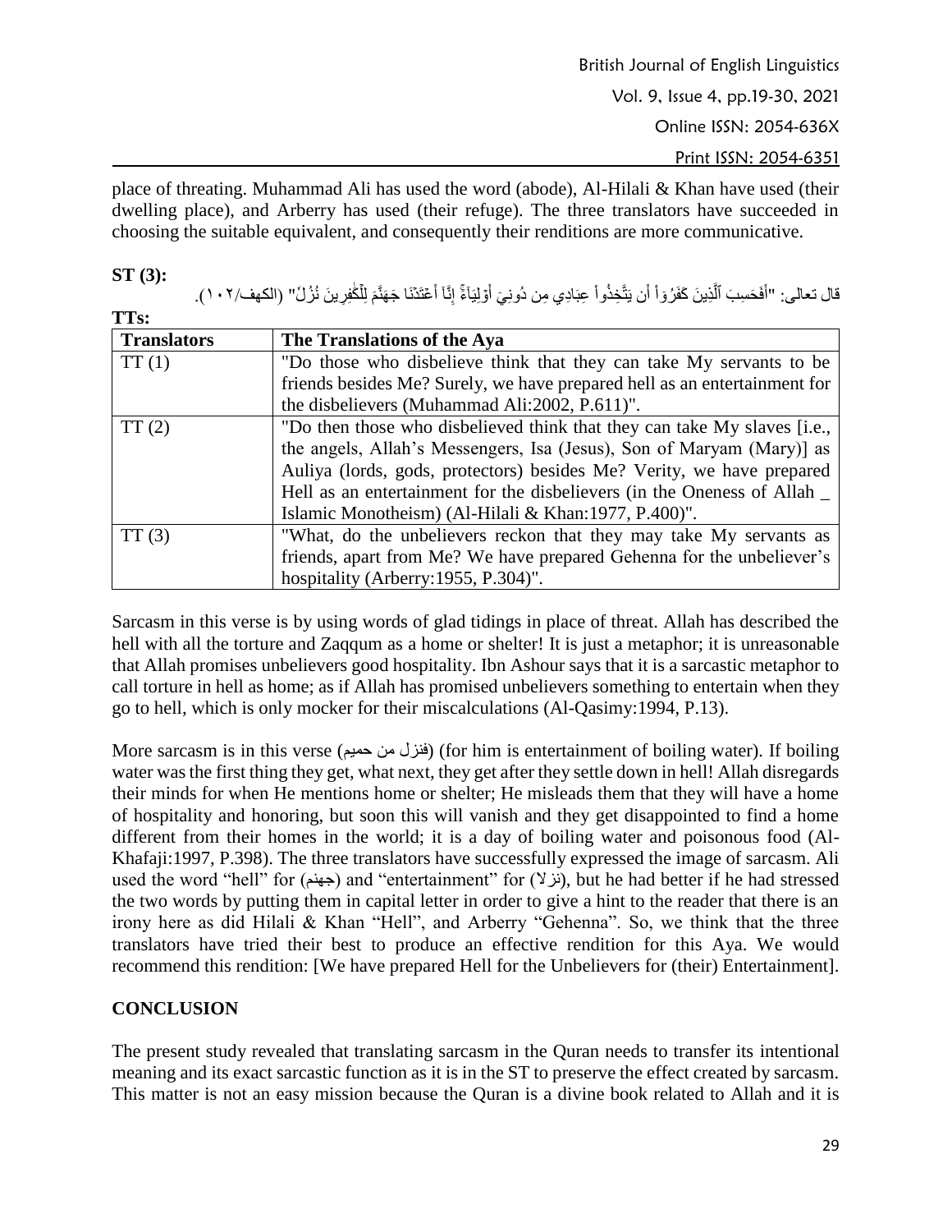place of threating. Muhammad Ali has used the word (abode), Al-Hilali & Khan have used (their dwelling place), and Arberry has used (their refuge). The three translators have succeeded in choosing the suitable equivalent, and consequently their renditions are more communicative.

**ST (3):**

قال تعالى: "أَفَحَسِبَ ٱلَّذِينَ كَفَرُوٓاْ أَن يَتَّخِذُواْ عِبَادِي مِن دُونِيٓ أَوۡلِيَآءَۚ إِنَّآ أَعۡتَدۡنَا جَهَنَّمَ لِلۡكَٰفِرِينَ نُزُلٗا" (الكهف/١٠٢).

**TTs:**

| **Translators** | **The Translations of the Aya** |
|---|---|
| TT (1) | "Do those who disbelieve think that they can take My servants to be friends besides Me? Surely, we have prepared hell as an entertainment for the disbelievers (Muhammad Ali:2002, P.611)". |
| TT (2) | "Do then those who disbelieved think that they can take My slaves [i.e., the angels, Allah's Messengers, Isa (Jesus), Son of Maryam (Mary)] as Auliya (lords, gods, protectors) besides Me? Verity, we have prepared Hell as an entertainment for the disbelievers (in the Oneness of Allah _ Islamic Monotheism) (Al-Hilali & Khan:1977, P.400)". |
| TT (3) | "What, do the unbelievers reckon that they may take My servants as friends, apart from Me? We have prepared Gehenna for the unbeliever's hospitality (Arberry:1955, P.304)". |

Sarcasm in this verse is by using words of glad tidings in place of threat. Allah has described the hell with all the torture and Zaqqum as a home or shelter! It is just a metaphor; it is unreasonable that Allah promises unbelievers good hospitality. Ibn Ashour says that it is a sarcastic metaphor to call torture in hell as home; as if Allah has promised unbelievers something to entertain when they go to hell, which is only mocker for their miscalculations (Al-Qasimy:1994, P.13).

More sarcasm is in this verse (فنزل من حميم) (for him is entertainment of boiling water). If boiling water was the first thing they get, what next, they get after they settle down in hell! Allah disregards their minds for when He mentions home or shelter; He misleads them that they will have a home of hospitality and honoring, but soon this will vanish and they get disappointed to find a home different from their homes in the world; it is a day of boiling water and poisonous food (Al-Khafaji:1997, P.398). The three translators have successfully expressed the image of sarcasm. Ali used the word "hell" for (جهنم) and "entertainment" for (نزلا), but he had better if he had stressed the two words by putting them in capital letter in order to give a hint to the reader that there is an irony here as did Hilali & Khan "Hell", and Arberry "Gehenna". So, we think that the three translators have tried their best to produce an effective rendition for this Aya. We would recommend this rendition: [We have prepared Hell for the Unbelievers for (their) Entertainment].

## CONCLUSION

The present study revealed that translating sarcasm in the Quran needs to transfer its intentional meaning and its exact sarcastic function as it is in the ST to preserve the effect created by sarcasm. This matter is not an easy mission because the Quran is a divine book related to Allah and it is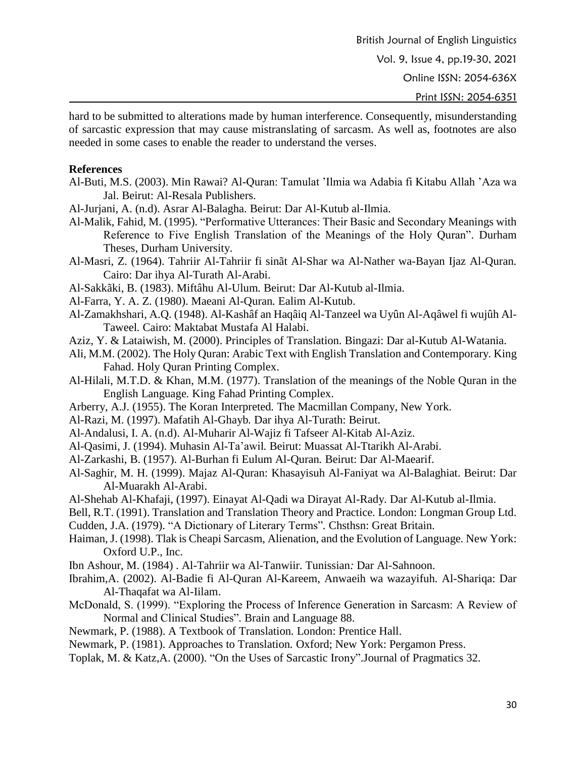hard to be submitted to alterations made by human interference. Consequently, misunderstanding of sarcastic expression that may cause mistranslating of sarcasm. As well as, footnotes are also needed in some cases to enable the reader to understand the verses.

## References

Al-Buti, M.S. (2003). Min Rawai? Al-Quran: Tamulat 'Ilmia wa Adabia fi Kitabu Allah 'Aza wa Jal. Beirut: Al-Resala Publishers.

Al-Jurjani, A. (n.d). Asrar Al-Balagha. Beirut: Dar Al-Kutub al-Ilmia.

Al-Malik, Fahid, M. (1995). "Performative Utterances: Their Basic and Secondary Meanings with Reference to Five English Translation of the Meanings of the Holy Quran". Durham Theses, Durham University.

Al-Masri, Z. (1964). Tahriir Al-Tahriir fi sinãt Al-Shar wa Al-Nather wa-Bayan Ijaz Al-Quran. Cairo: Dar ihya Al-Turath Al-Arabi.

Al-Sakkãki, B. (1983). Miftâhu Al-Ulum. Beirut: Dar Al-Kutub al-Ilmia.

Al-Farra, Y. A. Z. (1980). Maeani Al-Quran. Ealim Al-Kutub.

Al-Zamakhshari, A.Q. (1948). Al-Kashâf an Haqâiq Al-Tanzeel wa Uyûn Al-Aqâwel fi wujûh Al-Taweel. Cairo: Maktabat Mustafa Al Halabi.

Aziz, Y. & Lataiwish, M. (2000). Principles of Translation. Bingazi: Dar al-Kutub Al-Watania.

Ali, M.M. (2002). The Holy Quran: Arabic Text with English Translation and Contemporary. King Fahad. Holy Quran Printing Complex.

Al-Hilali, M.T.D. & Khan, M.M. (1977). Translation of the meanings of the Noble Quran in the English Language. King Fahad Printing Complex.

Arberry, A.J. (1955). The Koran Interpreted. The Macmillan Company, New York.

Al-Razi, M. (1997). Mafatih Al-Ghayb. Dar ihya Al-Turath: Beirut.

Al-Andalusi, I. A. (n.d). Al-Muharir Al-Wajiz fi Tafseer Al-Kitab Al-Aziz.

Al-Qasimi, J. (1994). Muhasin Al-Ta'awil. Beirut: Muassat Al-Ttarikh Al-Arabi.

Al-Zarkashi, B. (1957). Al-Burhan fi Eulum Al-Quran. Beirut: Dar Al-Maearif.

Al-Saghir, M. H. (1999). Majaz Al-Quran: Khasayisuh Al-Faniyat wa Al-Balaghiat. Beirut: Dar Al-Muarakh Al-Arabi.

Al-Shehab Al-Khafaji, (1997). Einayat Al-Qadi wa Dirayat Al-Rady. Dar Al-Kutub al-Ilmia.

Bell, R.T. (1991). Translation and Translation Theory and Practice. London: Longman Group Ltd.

Cudden, J.A. (1979). "A Dictionary of Literary Terms". Chsthsn: Great Britain.

Haiman, J. (1998). Tlak is Cheapi Sarcasm, Alienation, and the Evolution of Language. New York: Oxford U.P., Inc.

Ibn Ashour, M. (1984) . Al-Tahriir wa Al-Tanwiir. Tunissian: Dar Al-Sahnoon.

Ibrahim,A. (2002). Al-Badie fi Al-Quran Al-Kareem, Anwaeih wa wazayifuh. Al-Shariqa: Dar Al-Thaqafat wa Al-Iilam.

McDonald, S. (1999). "Exploring the Process of Inference Generation in Sarcasm: A Review of Normal and Clinical Studies". Brain and Language 88.

Newmark, P. (1988). A Textbook of Translation. London: Prentice Hall.

Newmark, P. (1981). Approaches to Translation. Oxford; New York: Pergamon Press.

Toplak, M. & Katz,A. (2000). "On the Uses of Sarcastic Irony".Journal of Pragmatics 32.